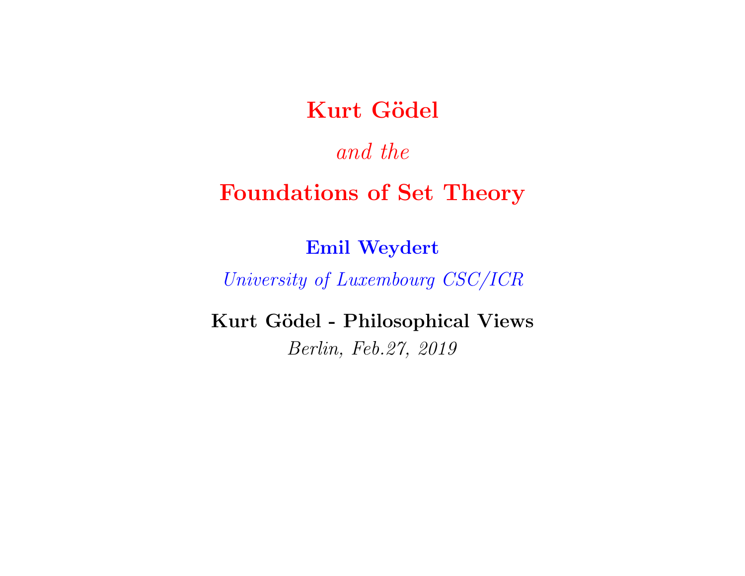# Kurt Gödel

*and the*

# Foundations of Set Theory

**Emil Weydert**

*University of Luxembourg CSC/ICR*

**Kurt Gödel - Philosophical Views**

*Berlin, Feb.27, 2019*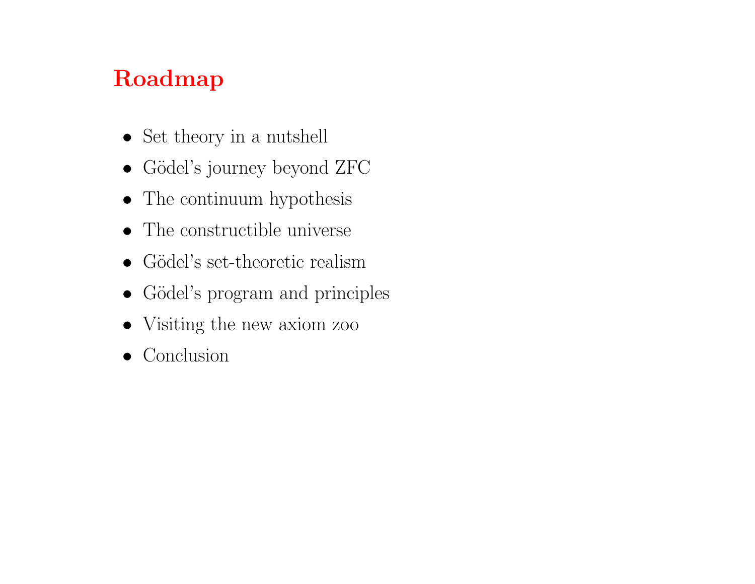## Roadmap

- Set theory in a nutshell
- Gödel's journey beyond ZFC
- The continuum hypothesis
- The constructible universe
- Gödel's set-theoretic realism
- Gödel's program and principles
- Visiting the new axiom zoo
- Conclusion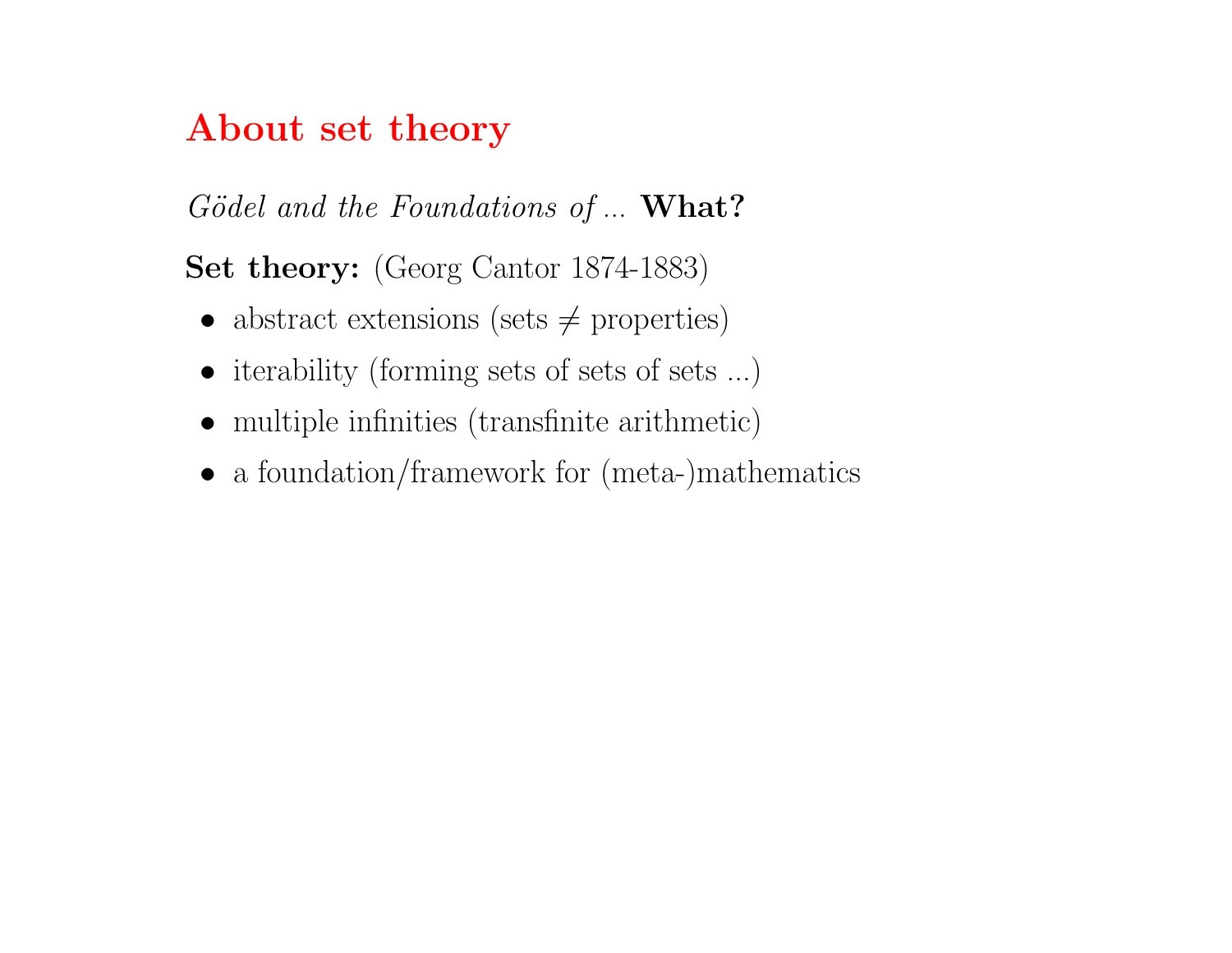## About set theory

*Gödel and the Foundations of* ... **What?**

**Set theory:** (Georg Cantor 1874-1883)

- abstract extensions (sets $\neq$ properties)
- iterability (forming sets of sets of sets ...)
- multiple infinities (transfinite arithmetic)
- a foundation/framework for (meta-)mathematics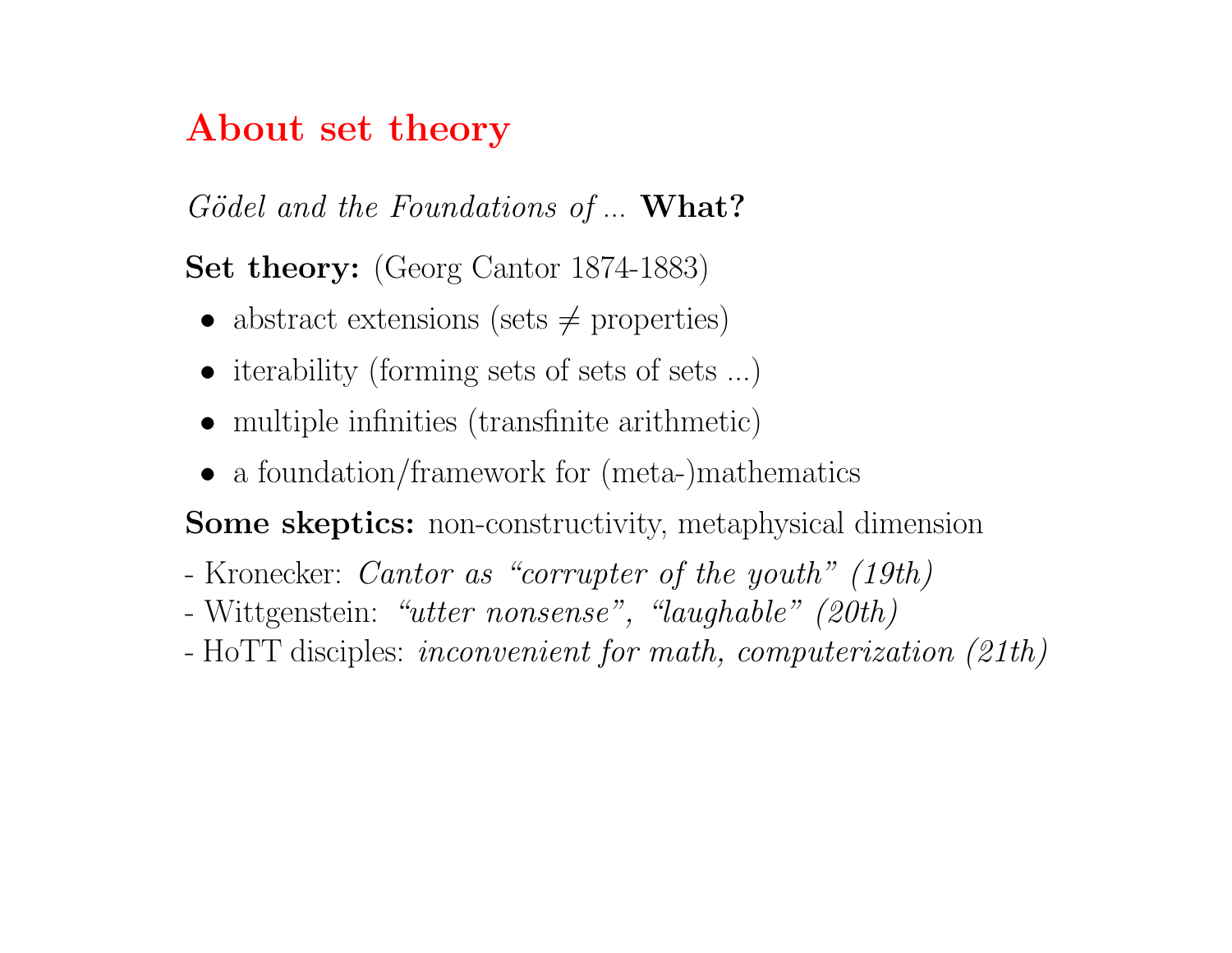# About set theory

*Gödel and the Foundations of ...* **What?**

**Set theory:** (Georg Cantor 1874-1883)

- abstract extensions (sets $\neq$ properties)
- iterability (forming sets of sets of sets ...)
- multiple infinities (transfinite arithmetic)
- a foundation/framework for (meta-)mathematics

**Some skeptics:** non-constructivity, metaphysical dimension

- Kronecker: *Cantor as "corrupter of the youth" (19th)*
- Wittgenstein: *"utter nonsense", "laughable" (20th)*
- HoTT disciples: *inconvenient for math, computerization (21th)*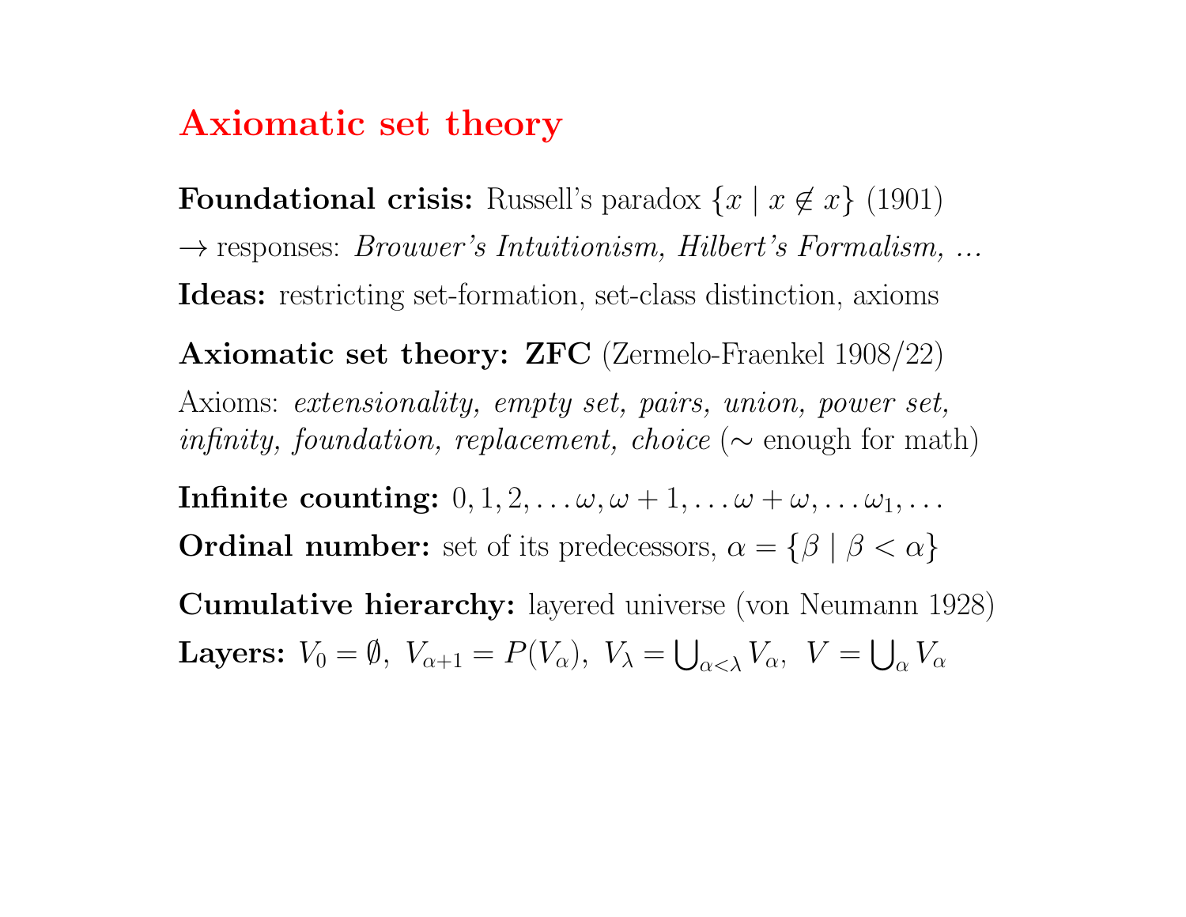# Axiomatic set theory

**Foundational crisis:** Russell's paradox $\{x \mid x \notin x\}$ (1901)

$\rightarrow$ responses: *Brouwer's Intuitionism, Hilbert's Formalism, ...*

**Ideas:** restricting set-formation, set-class distinction, axioms

**Axiomatic set theory: ZFC** (Zermelo-Fraenkel 1908/22)

Axioms: *extensionality, empty set, pairs, union, power set, infinity, foundation, replacement, choice* ($\sim$ enough for math)

**Infinite counting:** $0, 1, 2, \ldots \omega, \omega + 1, \ldots \omega + \omega, \ldots \omega_1, \ldots$

**Ordinal number:** set of its predecessors, $\alpha = \{\beta \mid \beta < \alpha\}$

**Cumulative hierarchy:** layered universe (von Neumann 1928)

**Layers:** $V_0 = \emptyset,\ V_{\alpha+1} = P(V_\alpha),\ V_\lambda = \bigcup_{\alpha<\lambda} V_\alpha,\ V = \bigcup_\alpha V_\alpha$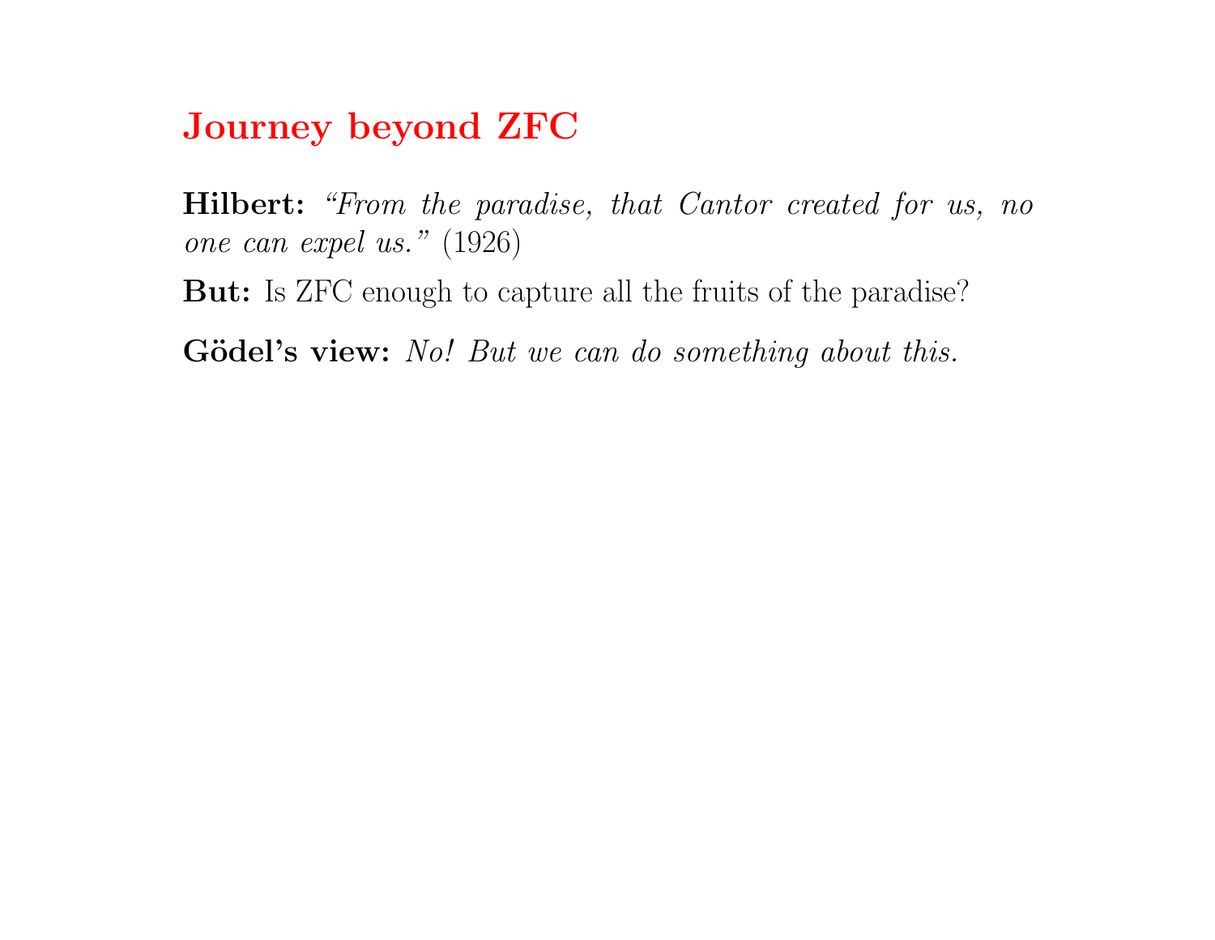# Journey beyond ZFC

**Hilbert:** *"From the paradise, that Cantor created for us, no one can expel us."* (1926)

**But:** Is ZFC enough to capture all the fruits of the paradise?

**Gödel's view:** *No! But we can do something about this.*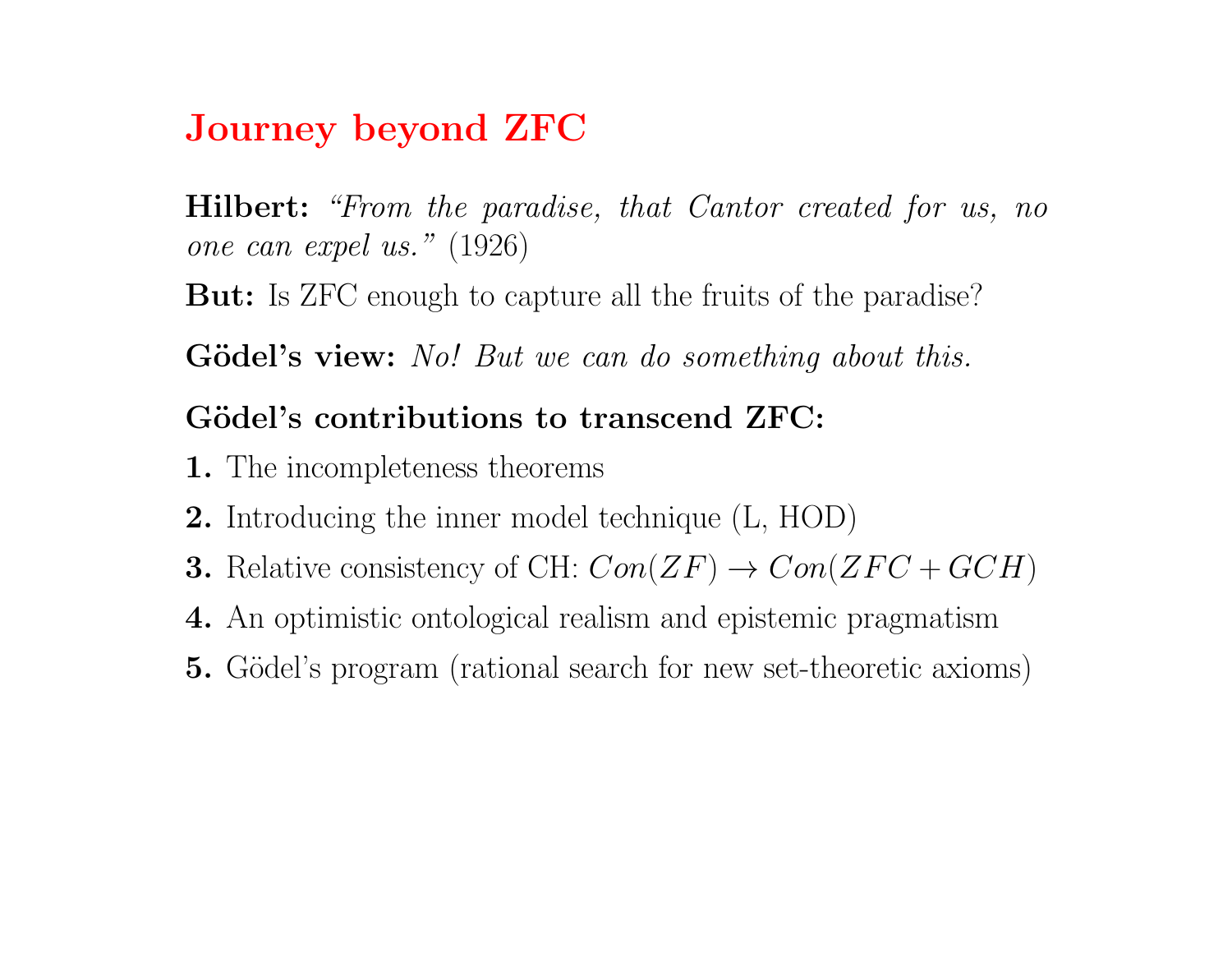# Journey beyond ZFC

**Hilbert:** *"From the paradise, that Cantor created for us, no one can expel us."* (1926)

**But:** Is ZFC enough to capture all the fruits of the paradise?

**Gödel's view:** *No! But we can do something about this.*

**Gödel's contributions to transcend ZFC:**

**1.** The incompleteness theorems

**2.** Introducing the inner model technique (L, HOD)

**3.** Relative consistency of CH: $Con(ZF) \rightarrow Con(ZFC + GCH)$

**4.** An optimistic ontological realism and epistemic pragmatism

**5.** Gödel's program (rational search for new set-theoretic axioms)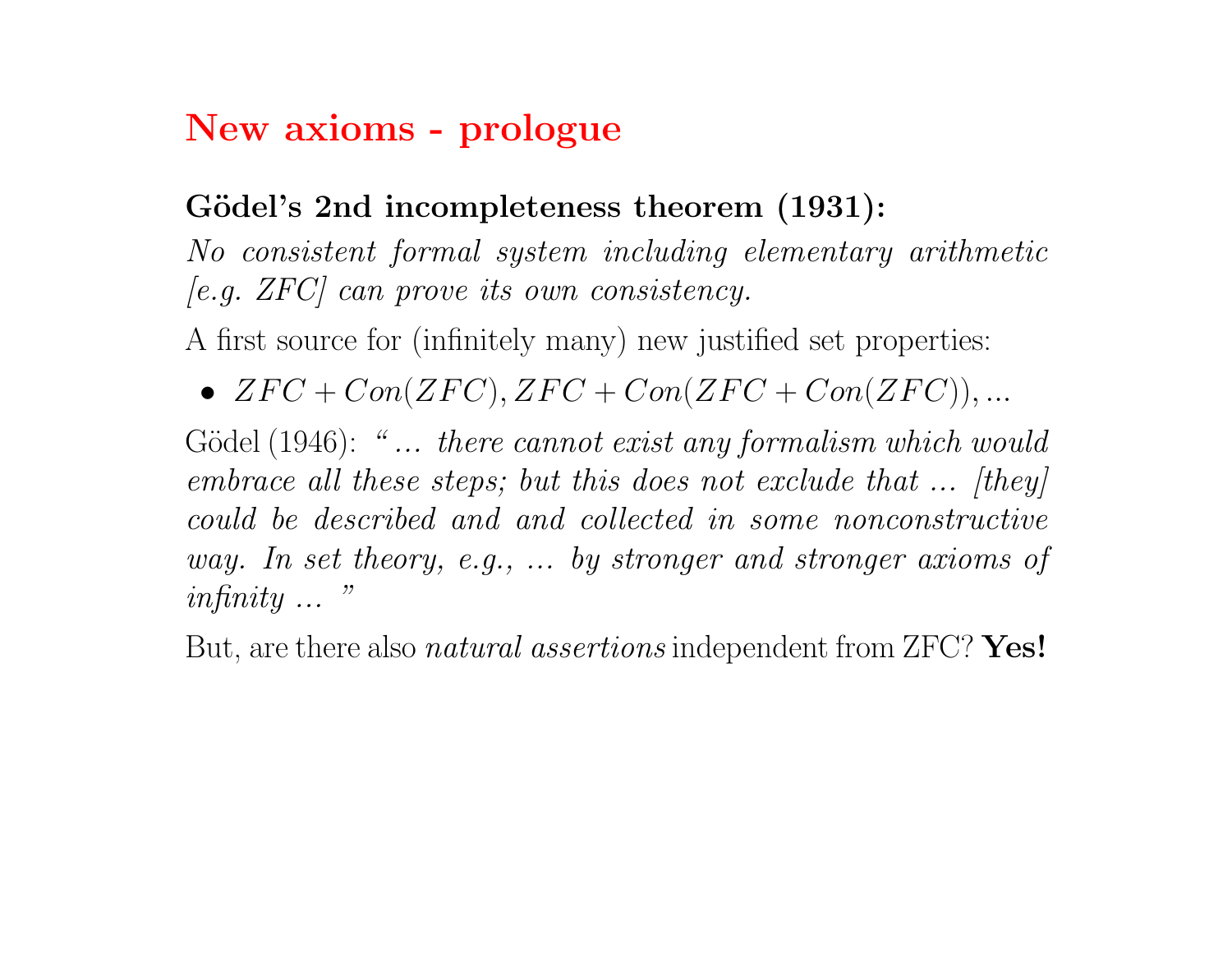# New axioms - prologue

**Gödel's 2nd incompleteness theorem (1931):**

*No consistent formal system including elementary arithmetic [e.g. ZFC] can prove its own consistency.*

A first source for (infinitely many) new justified set properties:

- $ZFC + Con(ZFC), ZFC + Con(ZFC + Con(ZFC)), ...$

Gödel (1946): *" ... there cannot exist any formalism which would embrace all these steps; but this does not exclude that ... [they] could be described and and collected in some nonconstructive way. In set theory, e.g., ... by stronger and stronger axioms of infinity ... "*

But, are there also *natural assertions* independent from ZFC? **Yes!**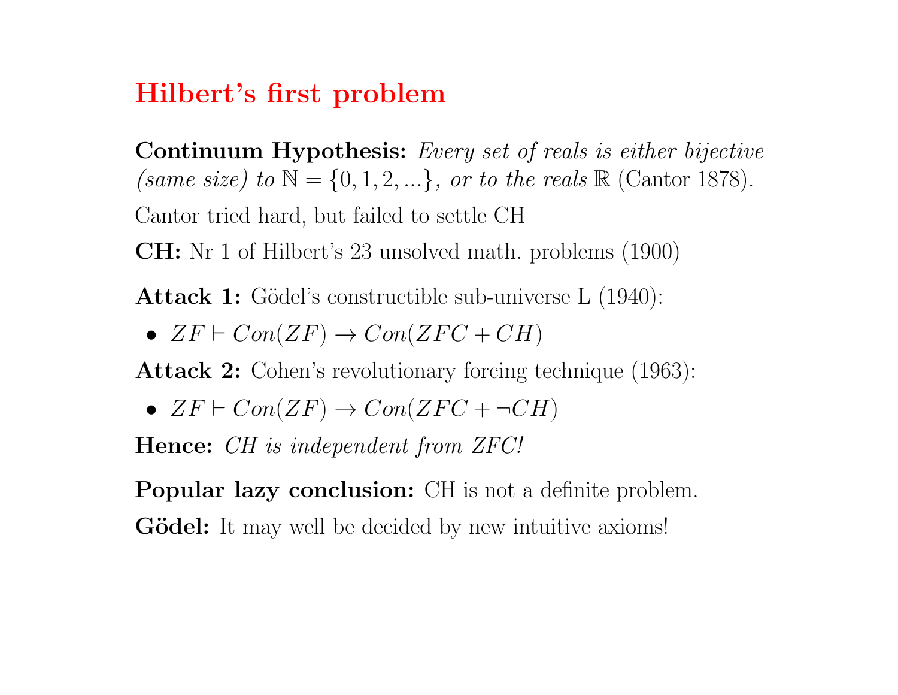# Hilbert's first problem

**Continuum Hypothesis:** *Every set of reals is either bijective (same size) to* $\mathbb{N} = \{0, 1, 2, ...\}$*, or to the reals* $\mathbb{R}$ (Cantor 1878).

Cantor tried hard, but failed to settle CH

**CH:** Nr 1 of Hilbert's 23 unsolved math. problems (1900)

**Attack 1:** Gödel's constructible sub-universe L (1940):

- $ZF \vdash Con(ZF) \rightarrow Con(ZFC + CH)$

**Attack 2:** Cohen's revolutionary forcing technique (1963):

- $ZF \vdash Con(ZF) \rightarrow Con(ZFC + \neg CH)$

**Hence:** *CH is independent from ZFC!*

**Popular lazy conclusion:** CH is not a definite problem.

**Gödel:** It may well be decided by new intuitive axioms!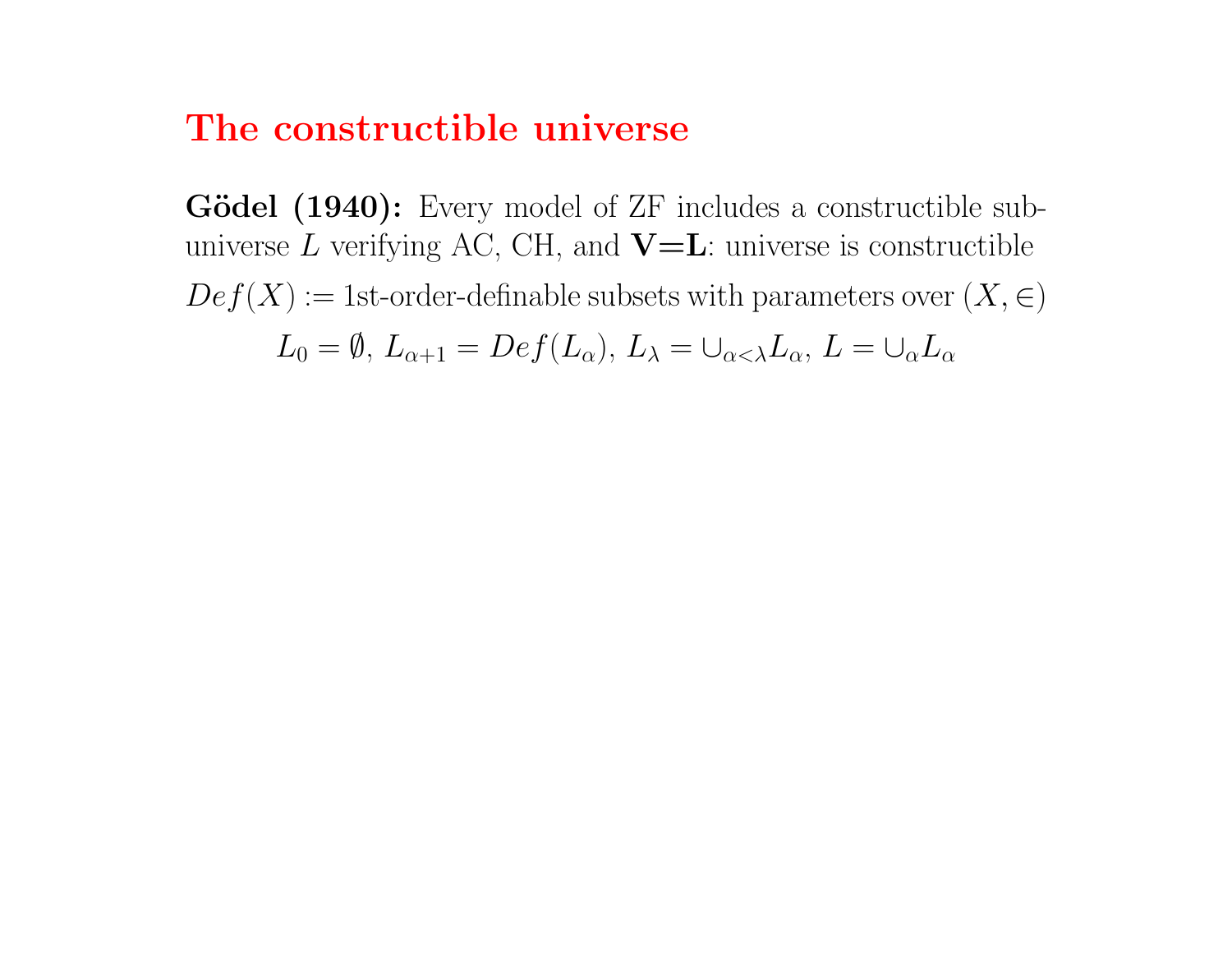# The constructible universe

**Gödel (1940):** Every model of ZF includes a constructible sub-universe $L$ verifying AC, CH, and **V=L**: universe is constructible

$Def(X) :=$ 1st-order-definable subsets with parameters over $(X, \in)$

$$L_0 = \emptyset,\ L_{\alpha+1} = Def(L_\alpha),\ L_\lambda = \cup_{\alpha<\lambda} L_\alpha,\ L = \cup_\alpha L_\alpha$$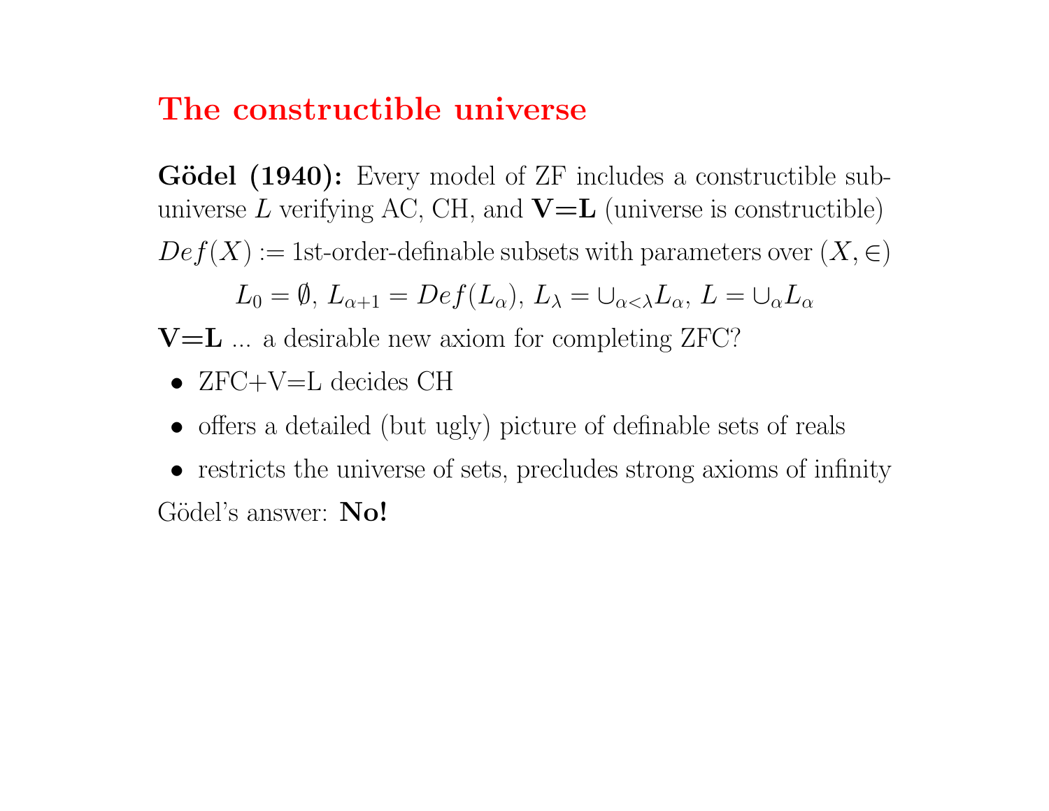# The constructible universe

**Gödel (1940):** Every model of ZF includes a constructible sub-universe $L$ verifying AC, CH, and **V=L** (universe is constructible)

$Def(X) :=$ 1st-order-definable subsets with parameters over $(X, \in)$

$$L_0 = \emptyset,\ L_{\alpha+1} = Def(L_\alpha),\ L_\lambda = \cup_{\alpha<\lambda} L_\alpha,\ L = \cup_\alpha L_\alpha$$

**V=L** ... a desirable new axiom for completing ZFC?

- ZFC+V=L decides CH
- offers a detailed (but ugly) picture of definable sets of reals
- restricts the universe of sets, precludes strong axioms of infinity

Gödel's answer: **No!**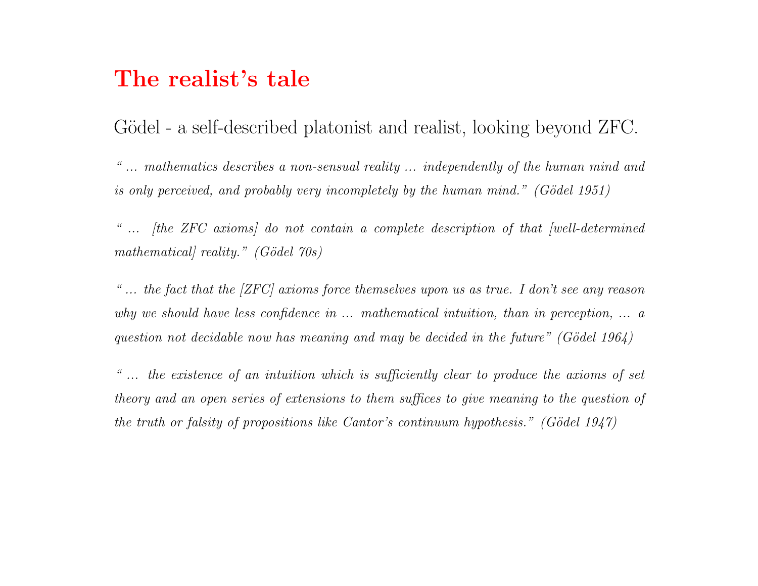# The realist's tale

Gödel - a self-described platonist and realist, looking beyond ZFC.

*"... mathematics describes a non-sensual reality ... independently of the human mind and is only perceived, and probably very incompletely by the human mind." (Gödel 1951)*

*"... [the ZFC axioms] do not contain a complete description of that [well-determined mathematical] reality." (Gödel 70s)*

*"... the fact that the [ZFC] axioms force themselves upon us as true. I don't see any reason why we should have less confidence in ... mathematical intuition, than in perception, ... a question not decidable now has meaning and may be decided in the future" (Gödel 1964)*

*"... the existence of an intuition which is sufficiently clear to produce the axioms of set theory and an open series of extensions to them suffices to give meaning to the question of the truth or falsity of propositions like Cantor's continuum hypothesis." (Gödel 1947)*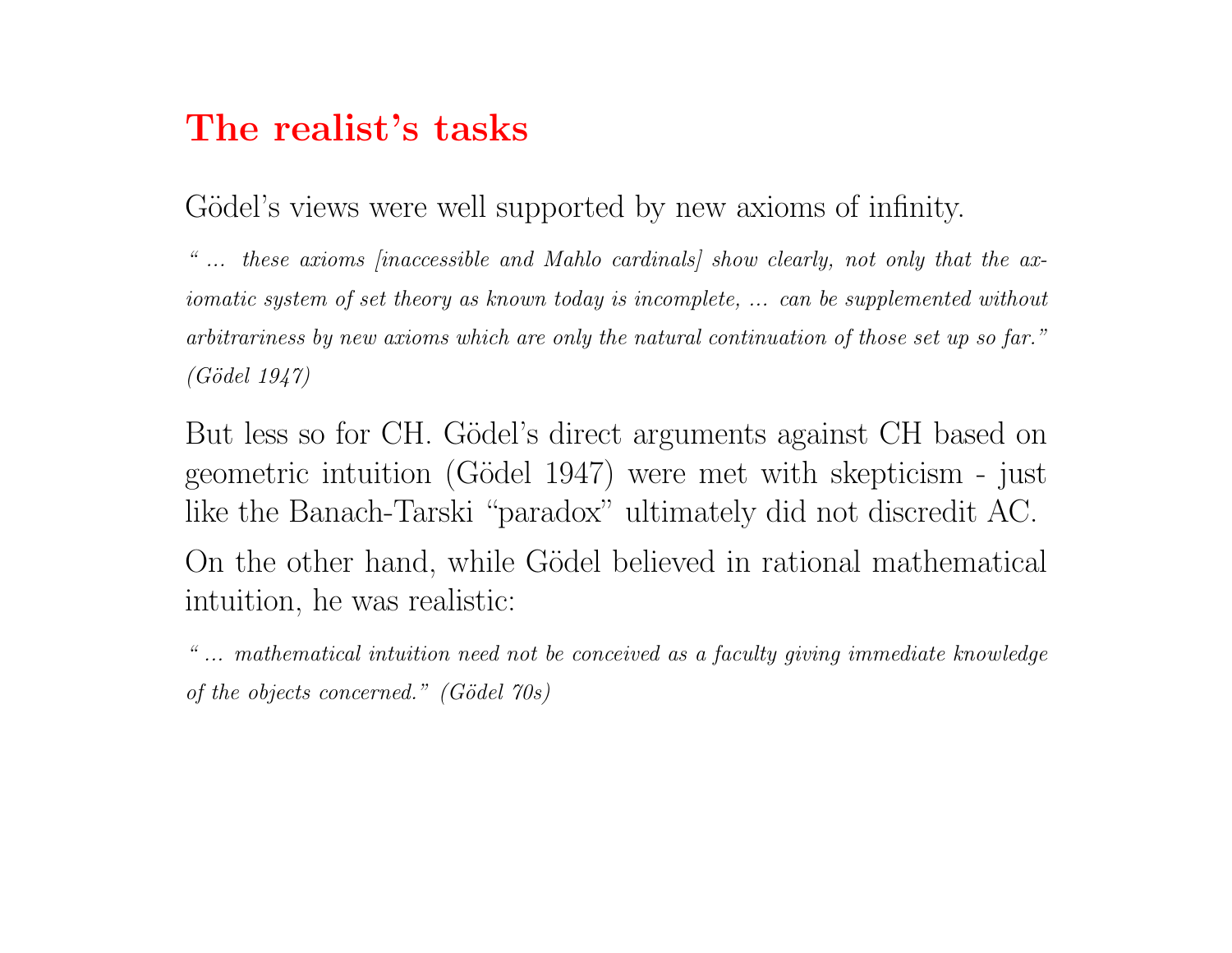# The realist's tasks

Gödel's views were well supported by new axioms of infinity.

*" ... these axioms [inaccessible and Mahlo cardinals] show clearly, not only that the axiomatic system of set theory as known today is incomplete, ... can be supplemented without arbitrariness by new axioms which are only the natural continuation of those set up so far." (Gödel 1947)*

But less so for CH. Gödel's direct arguments against CH based on geometric intuition (Gödel 1947) were met with skepticism - just like the Banach-Tarski "paradox" ultimately did not discredit AC.

On the other hand, while Gödel believed in rational mathematical intuition, he was realistic:

*" ... mathematical intuition need not be conceived as a faculty giving immediate knowledge of the objects concerned." (Gödel 70s)*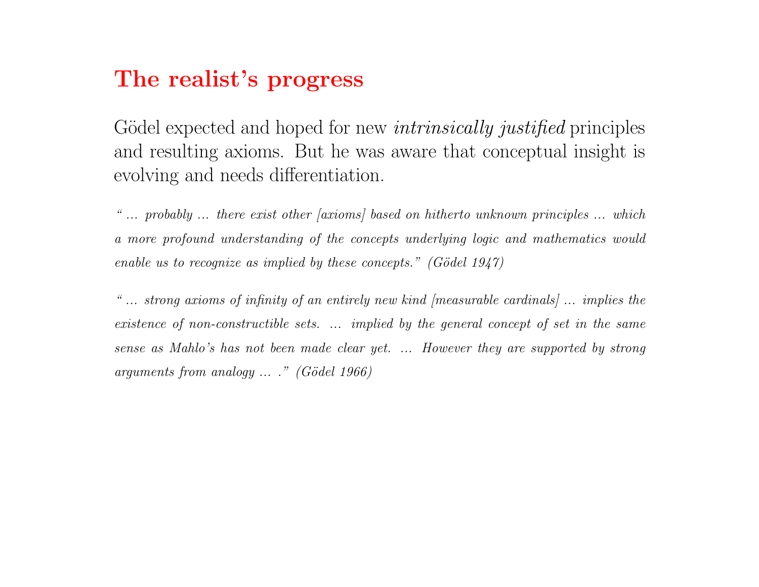# The realist's progress

Gödel expected and hoped for new *intrinsically justified* principles and resulting axioms. But he was aware that conceptual insight is evolving and needs differentiation.

*" ... probably ... there exist other [axioms] based on hitherto unknown principles ... which a more profound understanding of the concepts underlying logic and mathematics would enable us to recognize as implied by these concepts." (Gödel 1947)*

*" ... strong axioms of infinity of an entirely new kind [measurable cardinals] ... implies the existence of non-constructible sets. ... implied by the general concept of set in the same sense as Mahlo's has not been made clear yet. ... However they are supported by strong arguments from analogy ... ." (Gödel 1966)*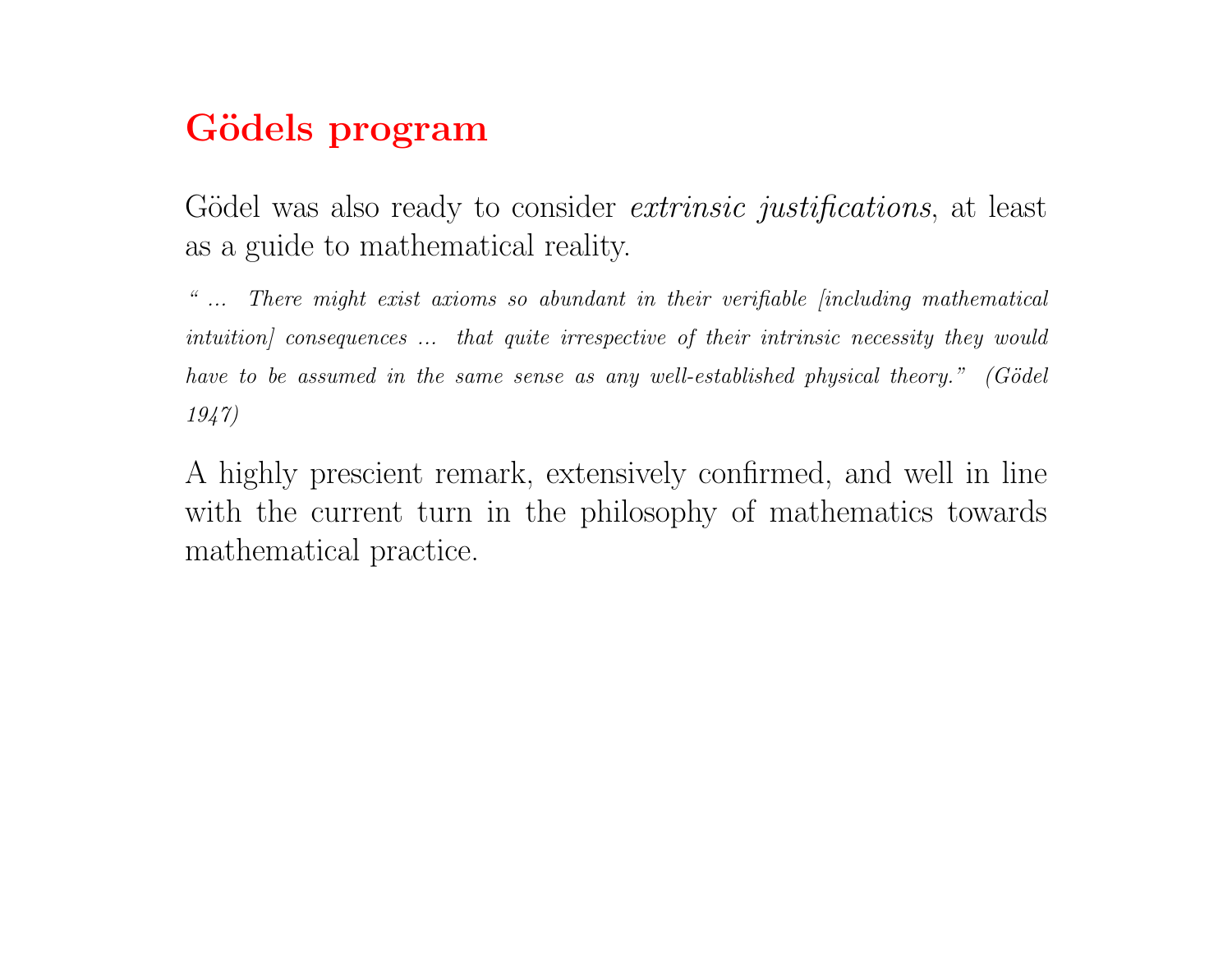# Gödels program

Gödel was also ready to consider *extrinsic justifications*, at least as a guide to mathematical reality.

*" ... There might exist axioms so abundant in their verifiable [including mathematical intuition] consequences ... that quite irrespective of their intrinsic necessity they would have to be assumed in the same sense as any well-established physical theory." (Gödel 1947)*

A highly prescient remark, extensively confirmed, and well in line with the current turn in the philosophy of mathematics towards mathematical practice.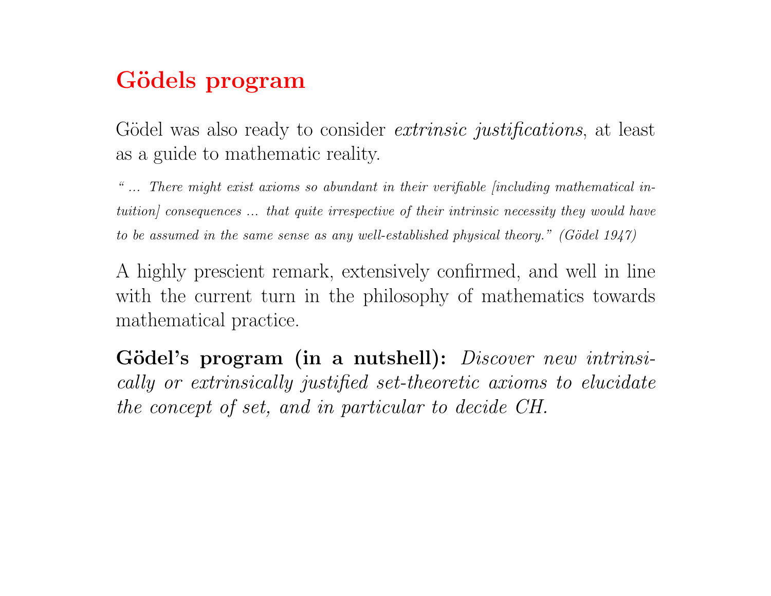# Gödels program

Gödel was also ready to consider *extrinsic justifications*, at least as a guide to mathematic reality.

*" ... There might exist axioms so abundant in their verifiable [including mathematical intuition] consequences ... that quite irrespective of their intrinsic necessity they would have to be assumed in the same sense as any well-established physical theory." (Gödel 1947)*

A highly prescient remark, extensively confirmed, and well in line with the current turn in the philosophy of mathematics towards mathematical practice.

**Gödel's program (in a nutshell):** *Discover new intrinsically or extrinsically justified set-theoretic axioms to elucidate the concept of set, and in particular to decide CH.*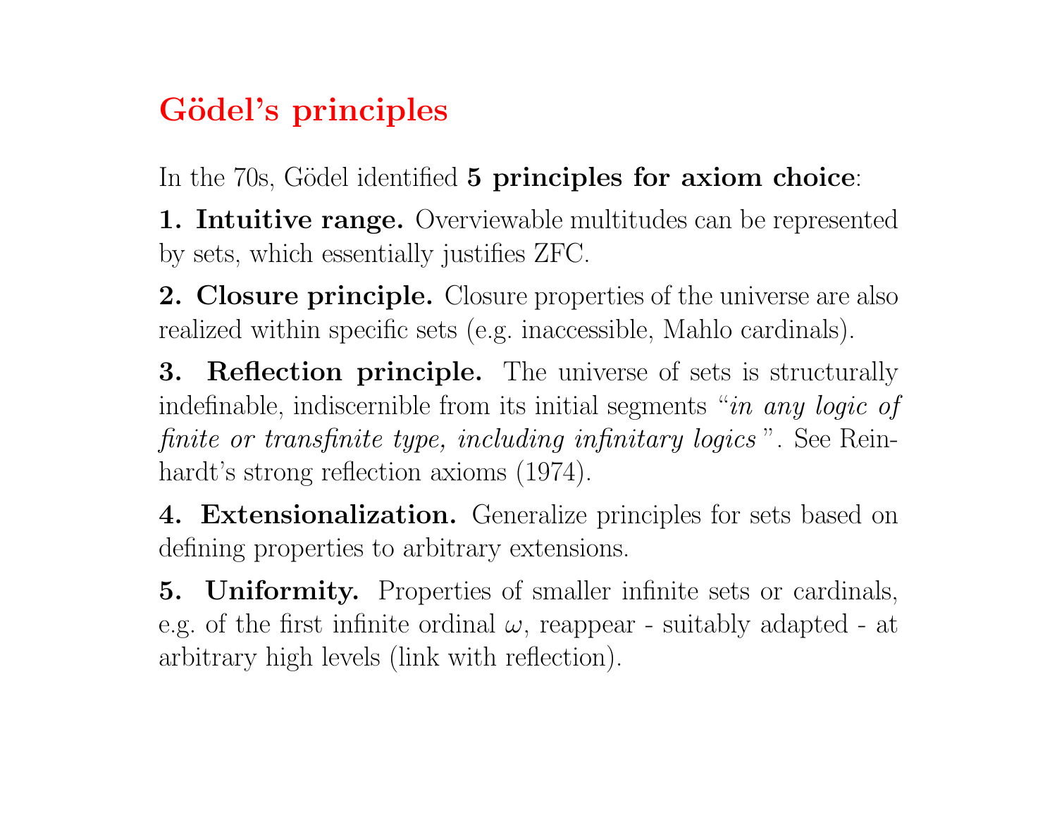# Gödel's principles

In the 70s, Gödel identified **5 principles for axiom choice**:

**1. Intuitive range.** Overviewable multitudes can be represented by sets, which essentially justifies ZFC.

**2. Closure principle.** Closure properties of the universe are also realized within specific sets (e.g. inaccessible, Mahlo cardinals).

**3. Reflection principle.** The universe of sets is structurally indefinable, indiscernible from its initial segments "*in any logic of finite or transfinite type, including infinitary logics*". See Reinhardt's strong reflection axioms (1974).

**4. Extensionalization.** Generalize principles for sets based on defining properties to arbitrary extensions.

**5. Uniformity.** Properties of smaller infinite sets or cardinals, e.g. of the first infinite ordinal $\omega$, reappear - suitably adapted - at arbitrary high levels (link with reflection).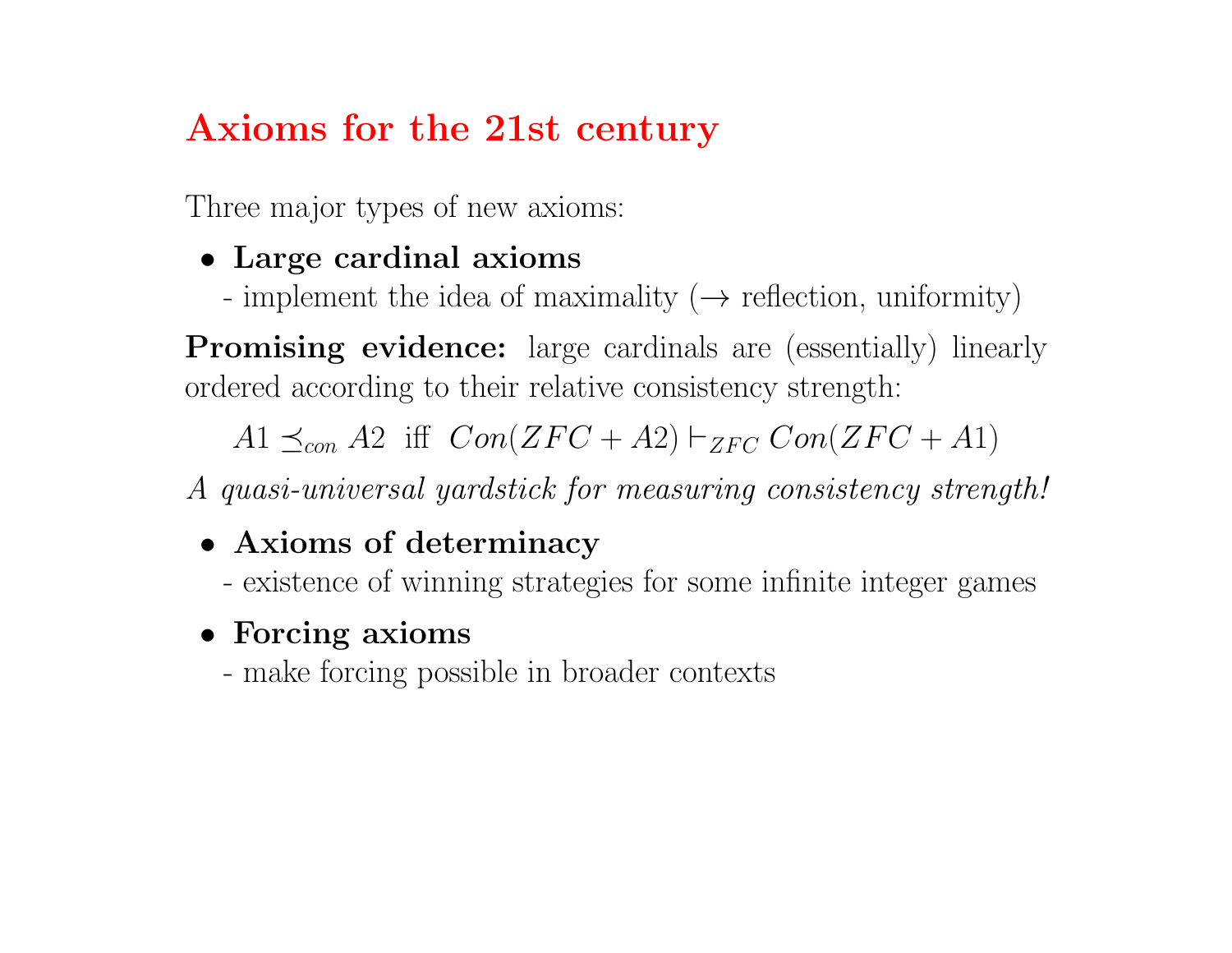# Axioms for the 21st century

Three major types of new axioms:

- **Large cardinal axioms**
  - implement the idea of maximality ($\to$ reflection, uniformity)

**Promising evidence:** large cardinals are (essentially) linearly ordered according to their relative consistency strength:

$$A1 \preceq_{con} A2 \text{ iff } Con(ZFC + A2) \vdash_{ZFC} Con(ZFC + A1)$$

*A quasi-universal yardstick for measuring consistency strength!*

- **Axioms of determinacy**
  - existence of winning strategies for some infinite integer games

- **Forcing axioms**
  - make forcing possible in broader contexts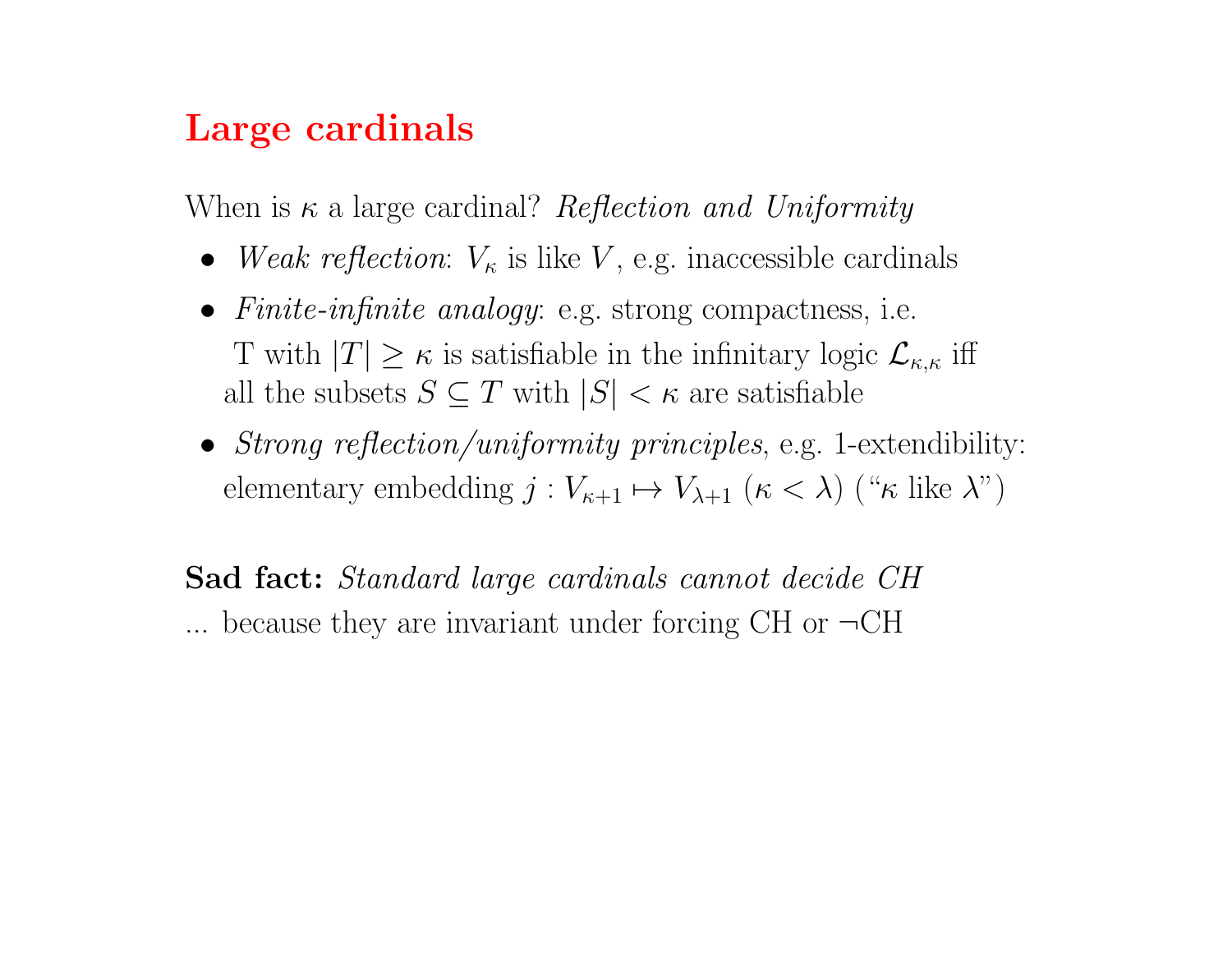# Large cardinals

When is $\kappa$ a large cardinal? *Reflection and Uniformity*

- *Weak reflection*: $V_\kappa$ is like $V$, e.g. inaccessible cardinals
- *Finite-infinite analogy*: e.g. strong compactness, i.e.
  T with $|T| \geq \kappa$ is satisfiable in the infinitary logic $\mathcal{L}_{\kappa,\kappa}$ iff all the subsets $S \subseteq T$ with $|S| < \kappa$ are satisfiable
- *Strong reflection/uniformity principles*, e.g. 1-extendibility: elementary embedding $j : V_{\kappa+1} \mapsto V_{\lambda+1}$ ($\kappa < \lambda$) ("$\kappa$ like $\lambda$")

**Sad fact:** *Standard large cardinals cannot decide CH*
... because they are invariant under forcing CH or $\neg$CH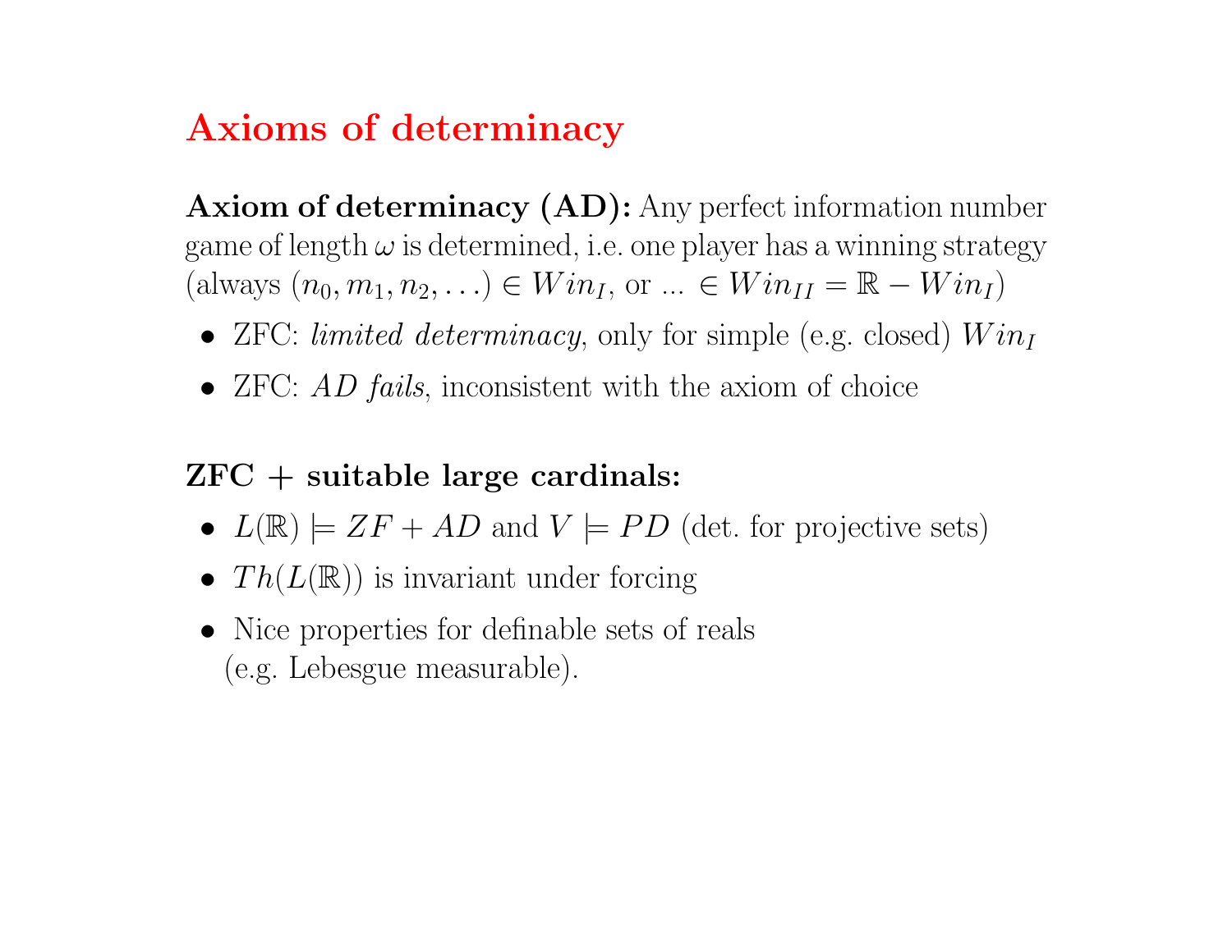# Axioms of determinacy

**Axiom of determinacy (AD):** Any perfect information number game of length $\omega$ is determined, i.e. one player has a winning strategy (always $(n_0, m_1, n_2, \ldots) \in Win_I$, or ... $\in Win_{II} = \mathbb{R} - Win_I$)

- ZFC: *limited determinacy*, only for simple (e.g. closed) $Win_I$
- ZFC: *AD fails*, inconsistent with the axiom of choice

**ZFC + suitable large cardinals:**

- $L(\mathbb{R}) \models ZF + AD$ and $V \models PD$ (det. for projective sets)
- $Th(L(\mathbb{R}))$ is invariant under forcing
- Nice properties for definable sets of reals (e.g. Lebesgue measurable).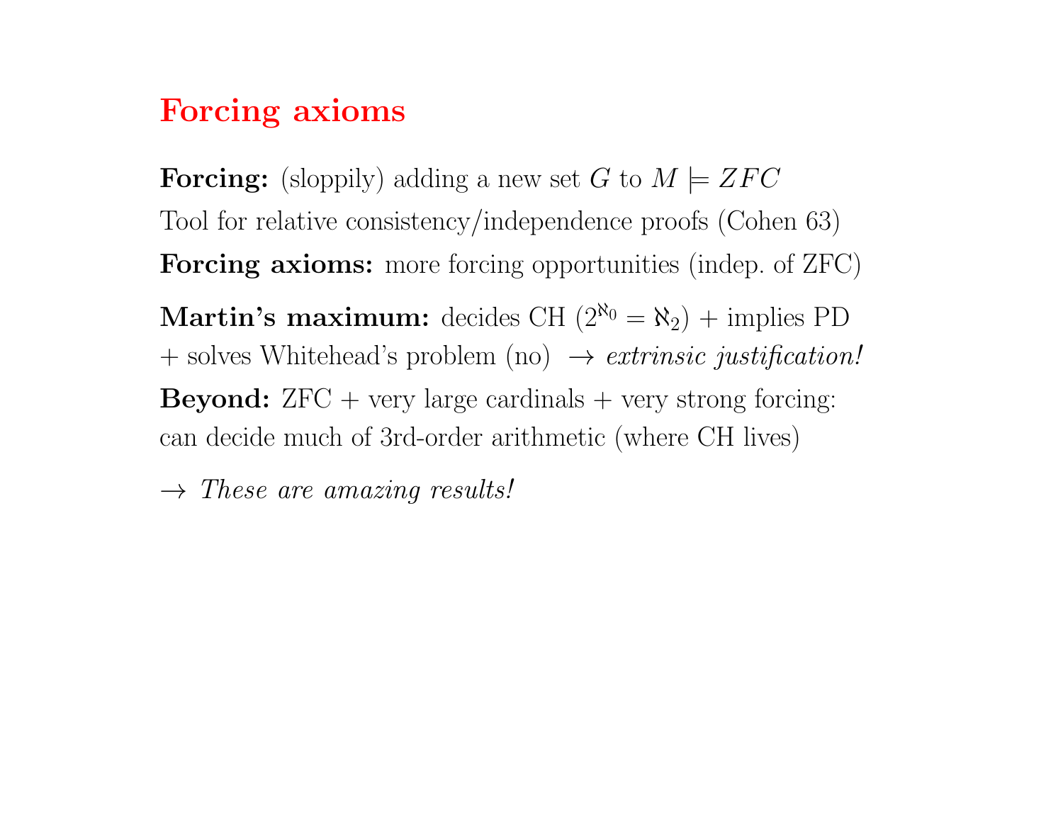# Forcing axioms

**Forcing:** (sloppily) adding a new set $G$ to $M \models ZFC$

Tool for relative consistency/independence proofs (Cohen 63)

**Forcing axioms:** more forcing opportunities (indep. of ZFC)

**Martin's maximum:** decides CH ($2^{\aleph_0} = \aleph_2$) + implies PD + solves Whitehead's problem (no) $\rightarrow$ *extrinsic justification!*

**Beyond:** ZFC + very large cardinals + very strong forcing: can decide much of 3rd-order arithmetic (where CH lives)

$\rightarrow$ *These are amazing results!*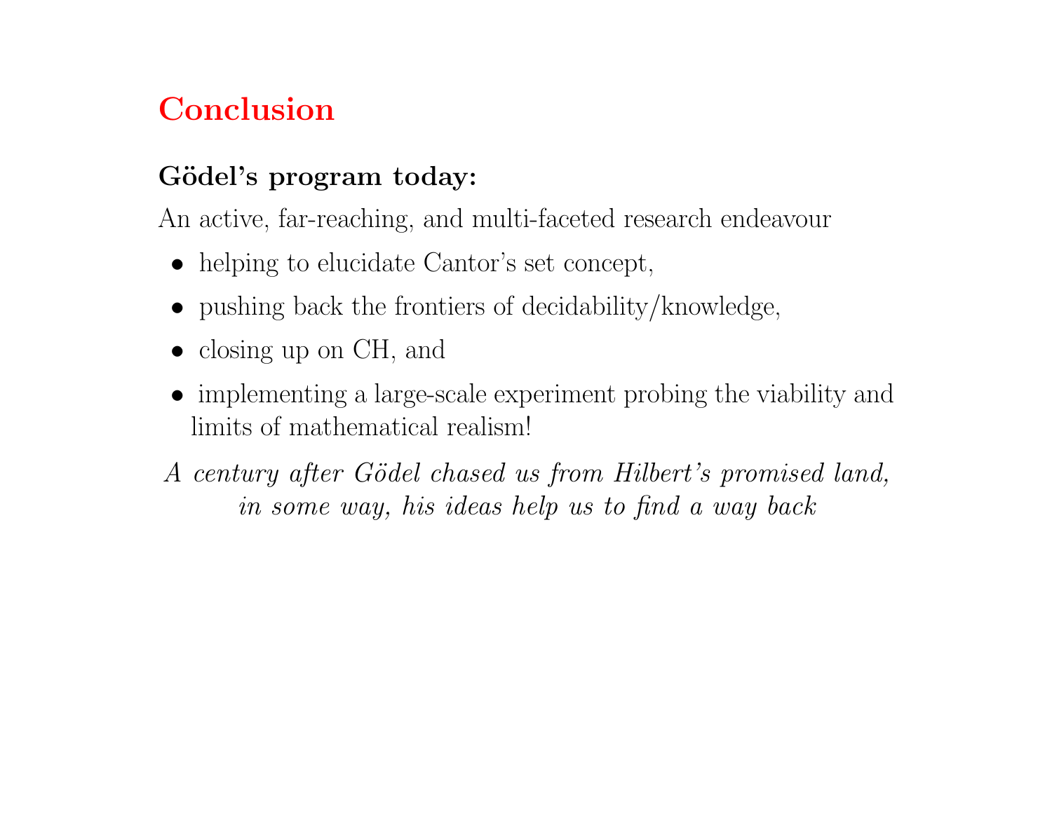# Conclusion

**Gödel's program today:**

An active, far-reaching, and multi-faceted research endeavour

- helping to elucidate Cantor's set concept,
- pushing back the frontiers of decidability/knowledge,
- closing up on CH, and
- implementing a large-scale experiment probing the viability and limits of mathematical realism!

*A century after Gödel chased us from Hilbert's promised land, in some way, his ideas help us to find a way back*